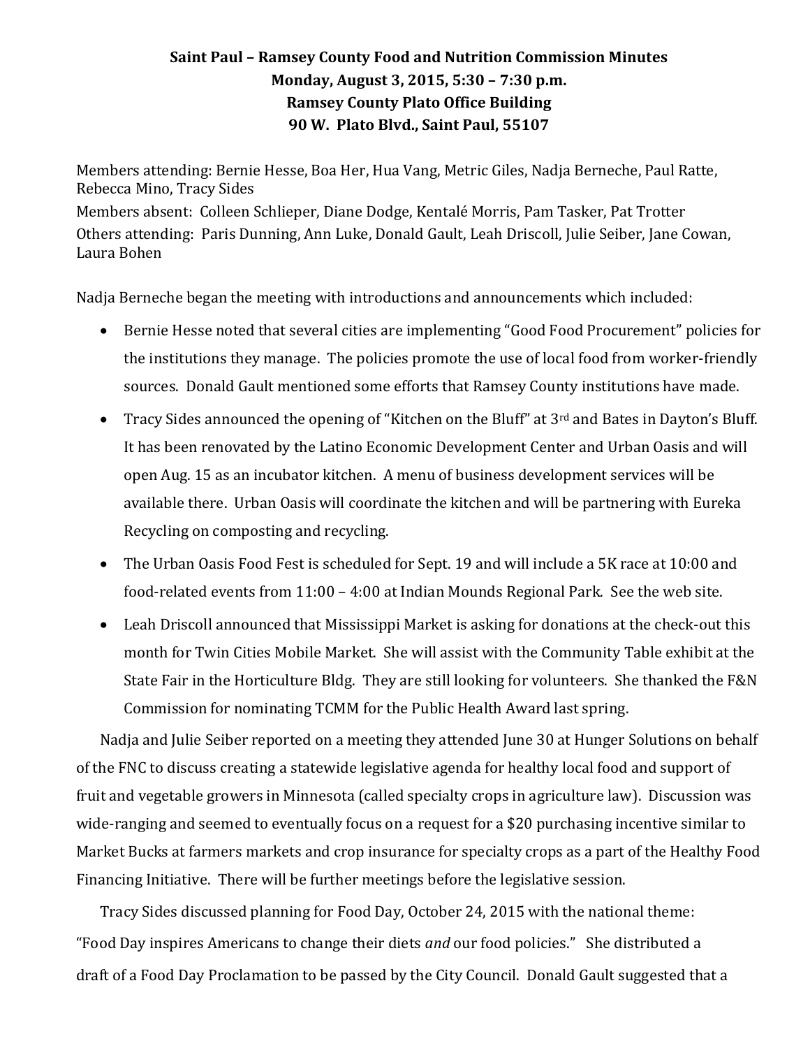**Saint Paul – Ramsey County Food and Nutrition Commission Minutes**
**Monday, August 3, 2015, 5:30 – 7:30 p.m.**
**Ramsey County Plato Office Building**
**90 W. Plato Blvd., Saint Paul, 55107**

Members attending: Bernie Hesse, Boa Her, Hua Vang, Metric Giles, Nadja Berneche, Paul Ratte, Rebecca Mino, Tracy Sides
Members absent: Colleen Schlieper, Diane Dodge, Kentalé Morris, Pam Tasker, Pat Trotter
Others attending: Paris Dunning, Ann Luke, Donald Gault, Leah Driscoll, Julie Seiber, Jane Cowan, Laura Bohen

Nadja Berneche began the meeting with introductions and announcements which included:

- Bernie Hesse noted that several cities are implementing "Good Food Procurement" policies for the institutions they manage. The policies promote the use of local food from worker-friendly sources. Donald Gault mentioned some efforts that Ramsey County institutions have made.
- Tracy Sides announced the opening of "Kitchen on the Bluff" at 3rd and Bates in Dayton's Bluff. It has been renovated by the Latino Economic Development Center and Urban Oasis and will open Aug. 15 as an incubator kitchen. A menu of business development services will be available there. Urban Oasis will coordinate the kitchen and will be partnering with Eureka Recycling on composting and recycling.
- The Urban Oasis Food Fest is scheduled for Sept. 19 and will include a 5K race at 10:00 and food-related events from 11:00 – 4:00 at Indian Mounds Regional Park. See the web site.
- Leah Driscoll announced that Mississippi Market is asking for donations at the check-out this month for Twin Cities Mobile Market. She will assist with the Community Table exhibit at the State Fair in the Horticulture Bldg. They are still looking for volunteers. She thanked the F&N Commission for nominating TCMM for the Public Health Award last spring.

Nadja and Julie Seiber reported on a meeting they attended June 30 at Hunger Solutions on behalf of the FNC to discuss creating a statewide legislative agenda for healthy local food and support of fruit and vegetable growers in Minnesota (called specialty crops in agriculture law). Discussion was wide-ranging and seemed to eventually focus on a request for a $20 purchasing incentive similar to Market Bucks at farmers markets and crop insurance for specialty crops as a part of the Healthy Food Financing Initiative. There will be further meetings before the legislative session.

Tracy Sides discussed planning for Food Day, October 24, 2015 with the national theme: "Food Day inspires Americans to change their diets *and* our food policies." She distributed a draft of a Food Day Proclamation to be passed by the City Council. Donald Gault suggested that a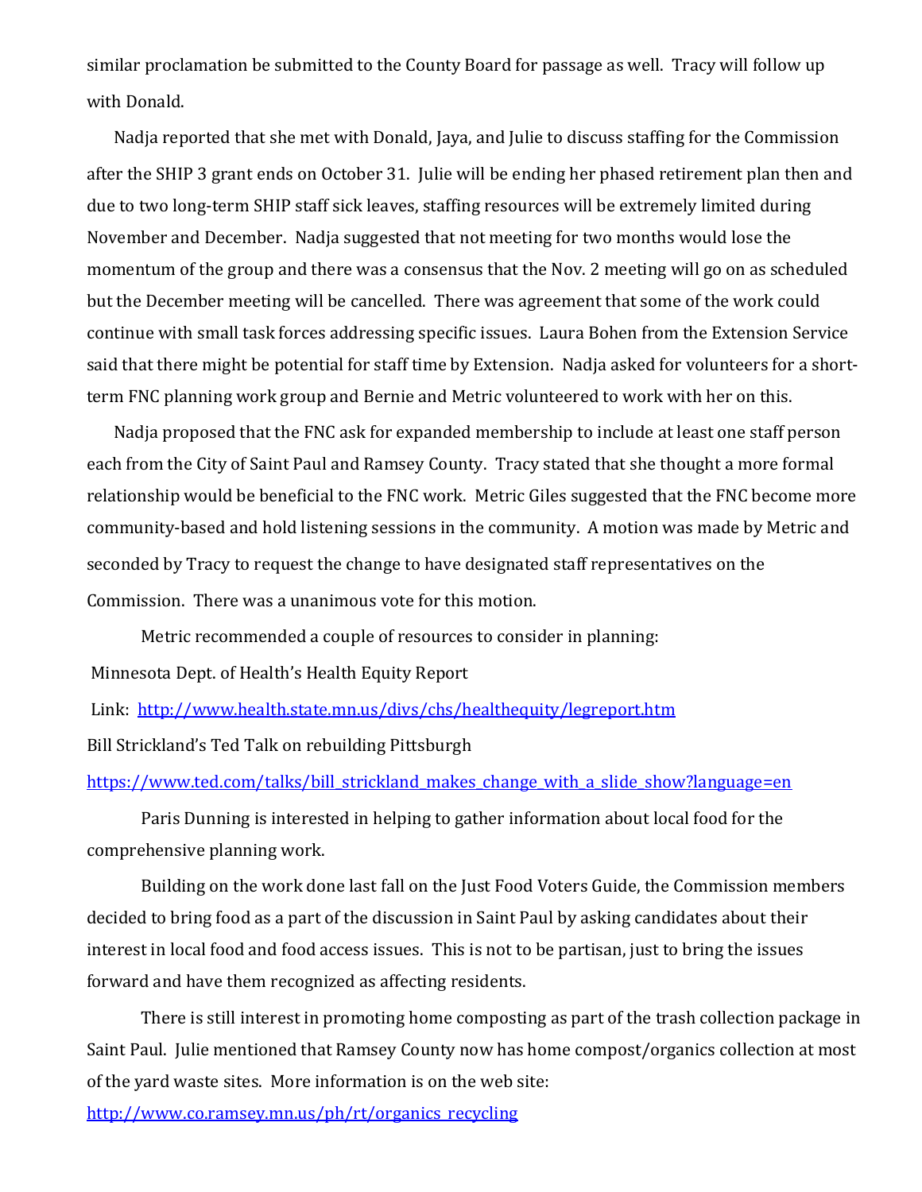similar proclamation be submitted to the County Board for passage as well. Tracy will follow up with Donald.

Nadja reported that she met with Donald, Jaya, and Julie to discuss staffing for the Commission after the SHIP 3 grant ends on October 31. Julie will be ending her phased retirement plan then and due to two long-term SHIP staff sick leaves, staffing resources will be extremely limited during November and December. Nadja suggested that not meeting for two months would lose the momentum of the group and there was a consensus that the Nov. 2 meeting will go on as scheduled but the December meeting will be cancelled. There was agreement that some of the work could continue with small task forces addressing specific issues. Laura Bohen from the Extension Service said that there might be potential for staff time by Extension. Nadja asked for volunteers for a short-term FNC planning work group and Bernie and Metric volunteered to work with her on this.

Nadja proposed that the FNC ask for expanded membership to include at least one staff person each from the City of Saint Paul and Ramsey County. Tracy stated that she thought a more formal relationship would be beneficial to the FNC work. Metric Giles suggested that the FNC become more community-based and hold listening sessions in the community. A motion was made by Metric and seconded by Tracy to request the change to have designated staff representatives on the Commission. There was a unanimous vote for this motion.

Metric recommended a couple of resources to consider in planning:

Minnesota Dept. of Health's Health Equity Report

Link: http://www.health.state.mn.us/divs/chs/healthequity/legreport.htm

Bill Strickland's Ted Talk on rebuilding Pittsburgh

https://www.ted.com/talks/bill_strickland_makes_change_with_a_slide_show?language=en

Paris Dunning is interested in helping to gather information about local food for the comprehensive planning work.

Building on the work done last fall on the Just Food Voters Guide, the Commission members decided to bring food as a part of the discussion in Saint Paul by asking candidates about their interest in local food and food access issues. This is not to be partisan, just to bring the issues forward and have them recognized as affecting residents.

There is still interest in promoting home composting as part of the trash collection package in Saint Paul. Julie mentioned that Ramsey County now has home compost/organics collection at most of the yard waste sites. More information is on the web site:

http://www.co.ramsey.mn.us/ph/rt/organics_recycling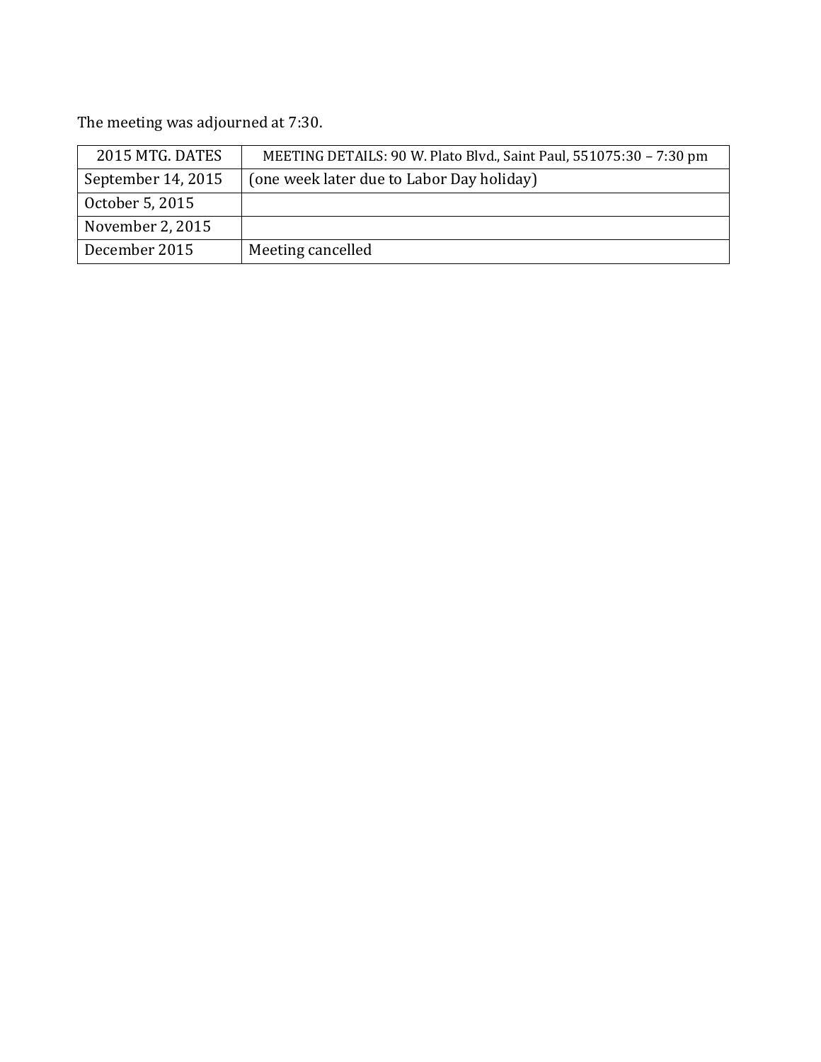The meeting was adjourned at 7:30.

| 2015 MTG. DATES | MEETING DETAILS: 90 W. Plato Blvd., Saint Paul, 551075:30 – 7:30 pm |
|---|---|
| September 14, 2015 | (one week later due to Labor Day holiday) |
| October 5, 2015 | |
| November 2, 2015 | |
| December 2015 | Meeting cancelled |